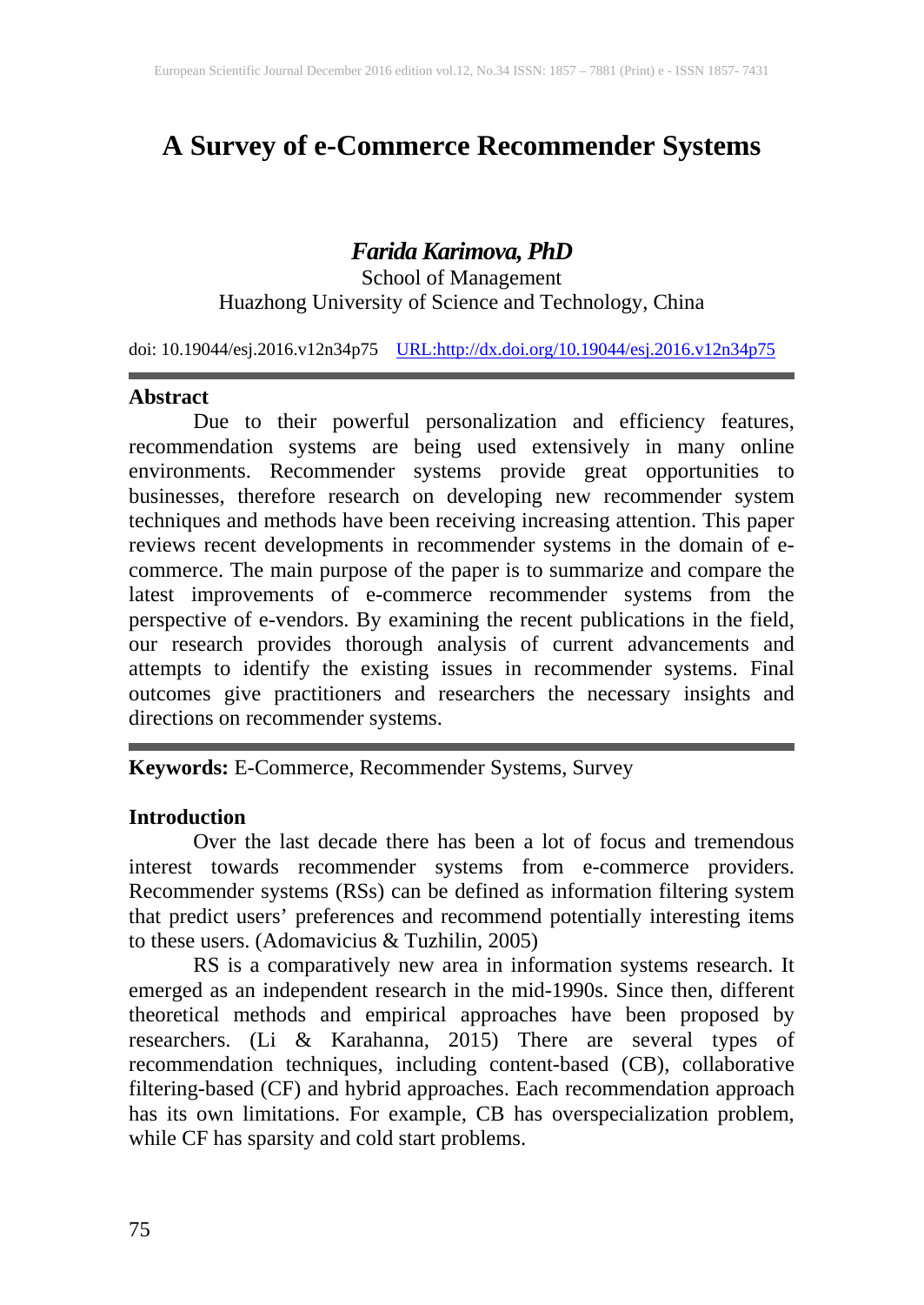# A Survey of e-Commerce Recommender Systems

***Farida Karimova, PhD***

School of Management
Huazhong University of Science and Technology, China

doi: 10.19044/esj.2016.v12n34p75 [URL:http://dx.doi.org/10.19044/esj.2016.v12n34p75](http://dx.doi.org/10.19044/esj.2016.v12n34p75)

## Abstract

Due to their powerful personalization and efficiency features, recommendation systems are being used extensively in many online environments. Recommender systems provide great opportunities to businesses, therefore research on developing new recommender system techniques and methods have been receiving increasing attention. This paper reviews recent developments in recommender systems in the domain of e-commerce. The main purpose of the paper is to summarize and compare the latest improvements of e-commerce recommender systems from the perspective of e-vendors. By examining the recent publications in the field, our research provides thorough analysis of current advancements and attempts to identify the existing issues in recommender systems. Final outcomes give practitioners and researchers the necessary insights and directions on recommender systems.

**Keywords:** E-Commerce, Recommender Systems, Survey

## Introduction

Over the last decade there has been a lot of focus and tremendous interest towards recommender systems from e-commerce providers. Recommender systems (RSs) can be defined as information filtering system that predict users' preferences and recommend potentially interesting items to these users. (Adomavicius & Tuzhilin, 2005)

RS is a comparatively new area in information systems research. It emerged as an independent research in the mid-1990s. Since then, different theoretical methods and empirical approaches have been proposed by researchers. (Li & Karahanna, 2015) There are several types of recommendation techniques, including content-based (CB), collaborative filtering-based (CF) and hybrid approaches. Each recommendation approach has its own limitations. For example, CB has overspecialization problem, while CF has sparsity and cold start problems.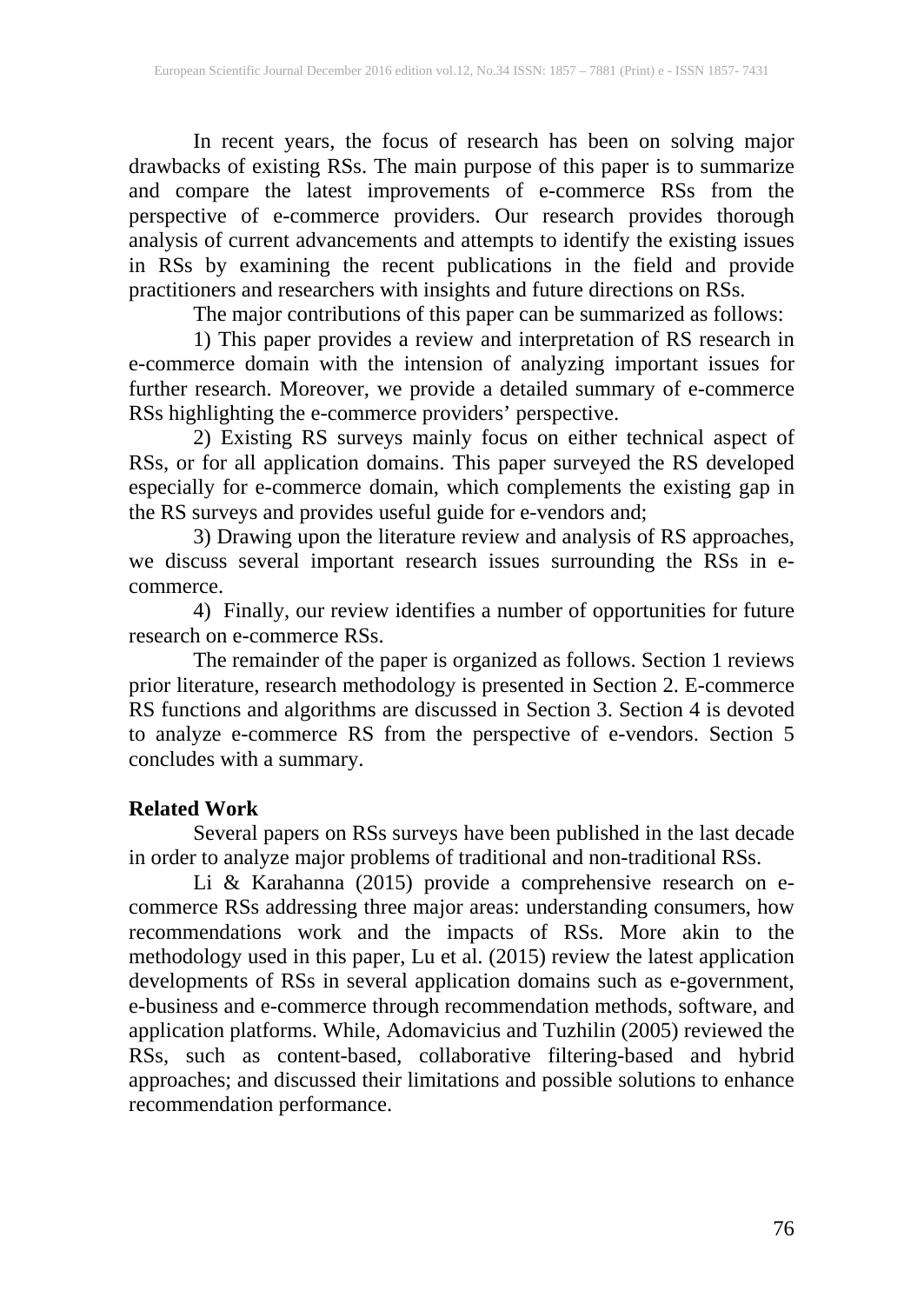In recent years, the focus of research has been on solving major drawbacks of existing RSs. The main purpose of this paper is to summarize and compare the latest improvements of e-commerce RSs from the perspective of e-commerce providers. Our research provides thorough analysis of current advancements and attempts to identify the existing issues in RSs by examining the recent publications in the field and provide practitioners and researchers with insights and future directions on RSs.

The major contributions of this paper can be summarized as follows:

1) This paper provides a review and interpretation of RS research in e-commerce domain with the intension of analyzing important issues for further research. Moreover, we provide a detailed summary of e-commerce RSs highlighting the e-commerce providers' perspective.

2) Existing RS surveys mainly focus on either technical aspect of RSs, or for all application domains. This paper surveyed the RS developed especially for e-commerce domain, which complements the existing gap in the RS surveys and provides useful guide for e-vendors and;

3) Drawing upon the literature review and analysis of RS approaches, we discuss several important research issues surrounding the RSs in e-commerce.

4) Finally, our review identifies a number of opportunities for future research on e-commerce RSs.

The remainder of the paper is organized as follows. Section 1 reviews prior literature, research methodology is presented in Section 2. E-commerce RS functions and algorithms are discussed in Section 3. Section 4 is devoted to analyze e-commerce RS from the perspective of e-vendors. Section 5 concludes with a summary.

## Related Work

Several papers on RSs surveys have been published in the last decade in order to analyze major problems of traditional and non-traditional RSs.

Li & Karahanna (2015) provide a comprehensive research on e-commerce RSs addressing three major areas: understanding consumers, how recommendations work and the impacts of RSs. More akin to the methodology used in this paper, Lu et al. (2015) review the latest application developments of RSs in several application domains such as e-government, e-business and e-commerce through recommendation methods, software, and application platforms. While, Adomavicius and Tuzhilin (2005) reviewed the RSs, such as content-based, collaborative filtering-based and hybrid approaches; and discussed their limitations and possible solutions to enhance recommendation performance.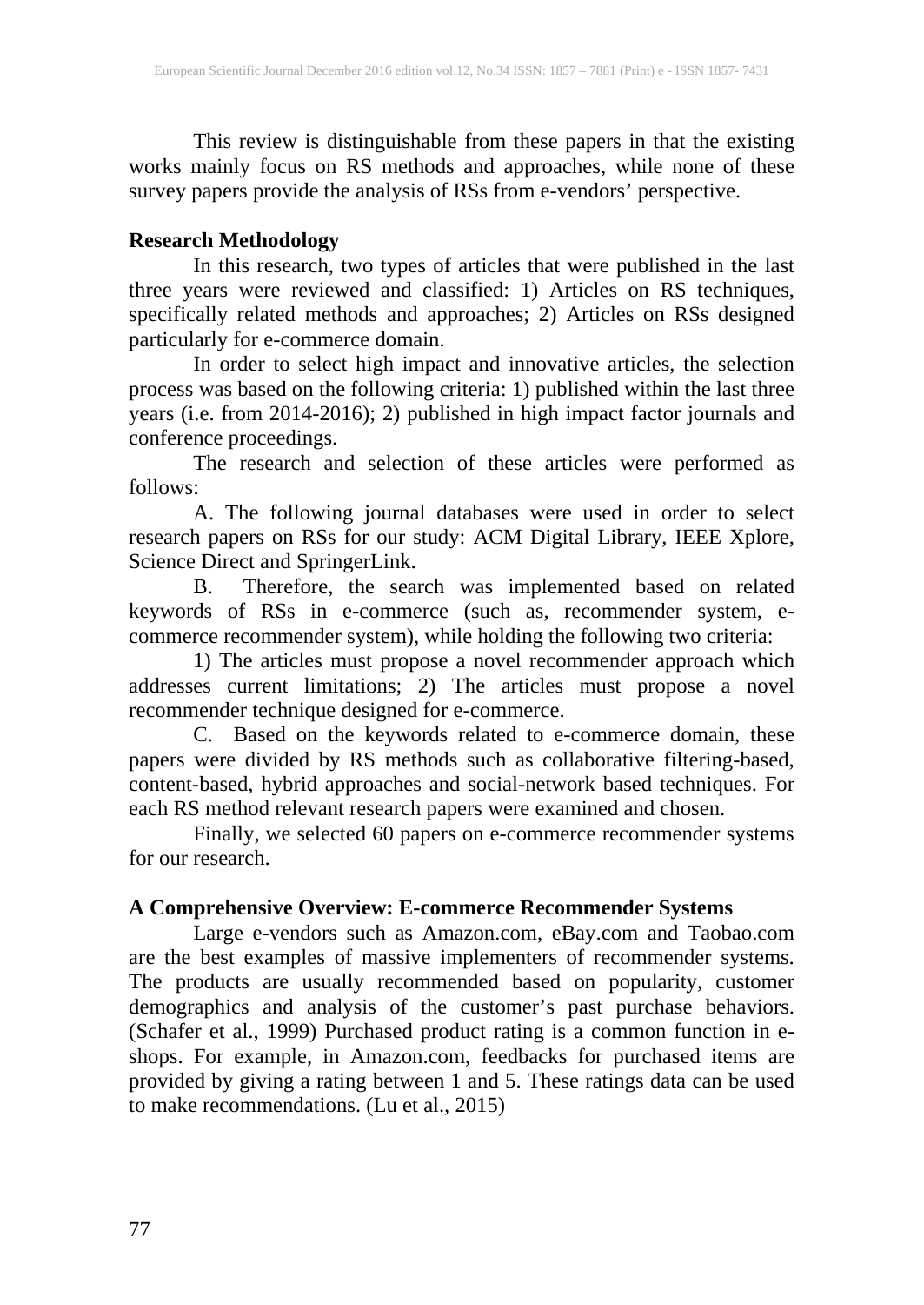This review is distinguishable from these papers in that the existing works mainly focus on RS methods and approaches, while none of these survey papers provide the analysis of RSs from e-vendors' perspective.

## Research Methodology

In this research, two types of articles that were published in the last three years were reviewed and classified: 1) Articles on RS techniques, specifically related methods and approaches; 2) Articles on RSs designed particularly for e-commerce domain.

In order to select high impact and innovative articles, the selection process was based on the following criteria: 1) published within the last three years (i.e. from 2014-2016); 2) published in high impact factor journals and conference proceedings.

The research and selection of these articles were performed as follows:

A. The following journal databases were used in order to select research papers on RSs for our study: ACM Digital Library, IEEE Xplore, Science Direct and SpringerLink.

B. Therefore, the search was implemented based on related keywords of RSs in e-commerce (such as, recommender system, e-commerce recommender system), while holding the following two criteria:

1) The articles must propose a novel recommender approach which addresses current limitations; 2) The articles must propose a novel recommender technique designed for e-commerce.

C. Based on the keywords related to e-commerce domain, these papers were divided by RS methods such as collaborative filtering-based, content-based, hybrid approaches and social-network based techniques. For each RS method relevant research papers were examined and chosen.

Finally, we selected 60 papers on e-commerce recommender systems for our research.

## A Comprehensive Overview: E-commerce Recommender Systems

Large e-vendors such as Amazon.com, eBay.com and Taobao.com are the best examples of massive implementers of recommender systems. The products are usually recommended based on popularity, customer demographics and analysis of the customer's past purchase behaviors. (Schafer et al., 1999) Purchased product rating is a common function in e-shops. For example, in Amazon.com, feedbacks for purchased items are provided by giving a rating between 1 and 5. These ratings data can be used to make recommendations. (Lu et al., 2015)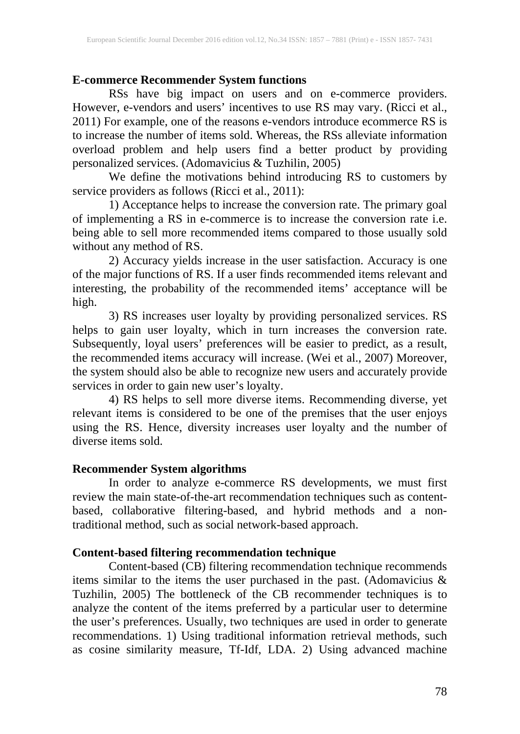### E-commerce Recommender System functions

RSs have big impact on users and on e-commerce providers. However, e-vendors and users' incentives to use RS may vary. (Ricci et al., 2011) For example, one of the reasons e-vendors introduce ecommerce RS is to increase the number of items sold. Whereas, the RSs alleviate information overload problem and help users find a better product by providing personalized services. (Adomavicius & Tuzhilin, 2005)

We define the motivations behind introducing RS to customers by service providers as follows (Ricci et al., 2011):

1) Acceptance helps to increase the conversion rate. The primary goal of implementing a RS in e-commerce is to increase the conversion rate i.e. being able to sell more recommended items compared to those usually sold without any method of RS.

2) Accuracy yields increase in the user satisfaction. Accuracy is one of the major functions of RS. If a user finds recommended items relevant and interesting, the probability of the recommended items' acceptance will be high.

3) RS increases user loyalty by providing personalized services. RS helps to gain user loyalty, which in turn increases the conversion rate. Subsequently, loyal users' preferences will be easier to predict, as a result, the recommended items accuracy will increase. (Wei et al., 2007) Moreover, the system should also be able to recognize new users and accurately provide services in order to gain new user's loyalty.

4) RS helps to sell more diverse items. Recommending diverse, yet relevant items is considered to be one of the premises that the user enjoys using the RS. Hence, diversity increases user loyalty and the number of diverse items sold.

### Recommender System algorithms

In order to analyze e-commerce RS developments, we must first review the main state-of-the-art recommendation techniques such as content-based, collaborative filtering-based, and hybrid methods and a non-traditional method, such as social network-based approach.

### Content-based filtering recommendation technique

Content-based (CB) filtering recommendation technique recommends items similar to the items the user purchased in the past. (Adomavicius & Tuzhilin, 2005) The bottleneck of the CB recommender techniques is to analyze the content of the items preferred by a particular user to determine the user's preferences. Usually, two techniques are used in order to generate recommendations. 1) Using traditional information retrieval methods, such as cosine similarity measure, Tf-Idf, LDA. 2) Using advanced machine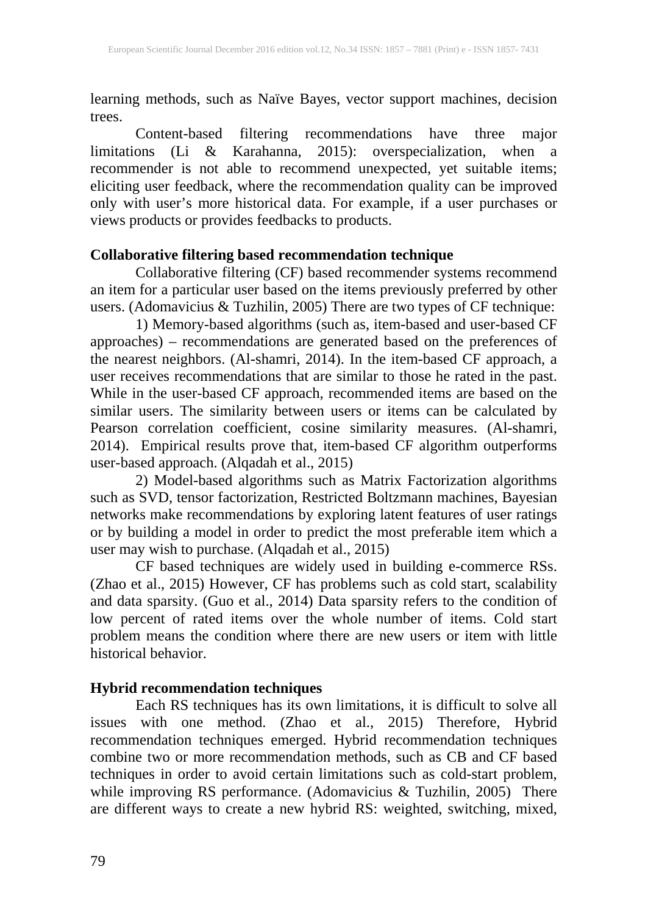learning methods, such as Naïve Bayes, vector support machines, decision trees.

Content-based filtering recommendations have three major limitations (Li & Karahanna, 2015): overspecialization, when a recommender is not able to recommend unexpected, yet suitable items; eliciting user feedback, where the recommendation quality can be improved only with user's more historical data. For example, if a user purchases or views products or provides feedbacks to products.

**Collaborative filtering based recommendation technique**

Collaborative filtering (CF) based recommender systems recommend an item for a particular user based on the items previously preferred by other users. (Adomavicius & Tuzhilin, 2005) There are two types of CF technique:

1) Memory-based algorithms (such as, item-based and user-based CF approaches) – recommendations are generated based on the preferences of the nearest neighbors. (Al-shamri, 2014). In the item-based CF approach, a user receives recommendations that are similar to those he rated in the past. While in the user-based CF approach, recommended items are based on the similar users. The similarity between users or items can be calculated by Pearson correlation coefficient, cosine similarity measures. (Al-shamri, 2014). Empirical results prove that, item-based CF algorithm outperforms user-based approach. (Alqadah et al., 2015)

2) Model-based algorithms such as Matrix Factorization algorithms such as SVD, tensor factorization, Restricted Boltzmann machines, Bayesian networks make recommendations by exploring latent features of user ratings or by building a model in order to predict the most preferable item which a user may wish to purchase. (Alqadah et al., 2015)

CF based techniques are widely used in building e-commerce RSs. (Zhao et al., 2015) However, CF has problems such as cold start, scalability and data sparsity. (Guo et al., 2014) Data sparsity refers to the condition of low percent of rated items over the whole number of items. Cold start problem means the condition where there are new users or item with little historical behavior.

**Hybrid recommendation techniques**

Each RS techniques has its own limitations, it is difficult to solve all issues with one method. (Zhao et al., 2015) Therefore, Hybrid recommendation techniques emerged. Hybrid recommendation techniques combine two or more recommendation methods, such as CB and CF based techniques in order to avoid certain limitations such as cold-start problem, while improving RS performance. (Adomavicius & Tuzhilin, 2005) There are different ways to create a new hybrid RS: weighted, switching, mixed,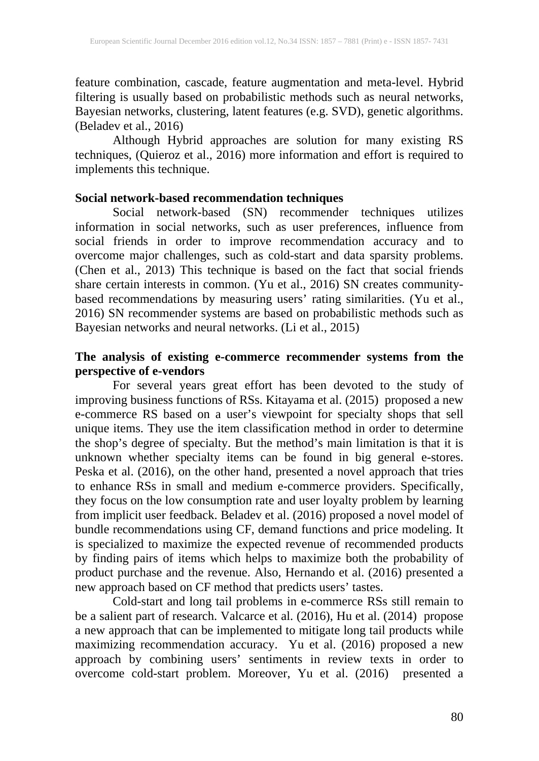feature combination, cascade, feature augmentation and meta-level. Hybrid filtering is usually based on probabilistic methods such as neural networks, Bayesian networks, clustering, latent features (e.g. SVD), genetic algorithms. (Beladev et al., 2016)

Although Hybrid approaches are solution for many existing RS techniques, (Quieroz et al., 2016) more information and effort is required to implements this technique.

**Social network-based recommendation techniques**

Social network-based (SN) recommender techniques utilizes information in social networks, such as user preferences, influence from social friends in order to improve recommendation accuracy and to overcome major challenges, such as cold-start and data sparsity problems. (Chen et al., 2013) This technique is based on the fact that social friends share certain interests in common. (Yu et al., 2016) SN creates community-based recommendations by measuring users' rating similarities. (Yu et al., 2016) SN recommender systems are based on probabilistic methods such as Bayesian networks and neural networks. (Li et al., 2015)

**The analysis of existing e-commerce recommender systems from the perspective of e-vendors**

For several years great effort has been devoted to the study of improving business functions of RSs. Kitayama et al. (2015) proposed a new e-commerce RS based on a user's viewpoint for specialty shops that sell unique items. They use the item classification method in order to determine the shop's degree of specialty. But the method's main limitation is that it is unknown whether specialty items can be found in big general e-stores. Peska et al. (2016), on the other hand, presented a novel approach that tries to enhance RSs in small and medium e-commerce providers. Specifically, they focus on the low consumption rate and user loyalty problem by learning from implicit user feedback. Beladev et al. (2016) proposed a novel model of bundle recommendations using CF, demand functions and price modeling. It is specialized to maximize the expected revenue of recommended products by finding pairs of items which helps to maximize both the probability of product purchase and the revenue. Also, Hernando et al. (2016) presented a new approach based on CF method that predicts users' tastes.

Cold-start and long tail problems in e-commerce RSs still remain to be a salient part of research. Valcarce et al. (2016), Hu et al. (2014) propose a new approach that can be implemented to mitigate long tail products while maximizing recommendation accuracy. Yu et al. (2016) proposed a new approach by combining users' sentiments in review texts in order to overcome cold-start problem. Moreover, Yu et al. (2016) presented a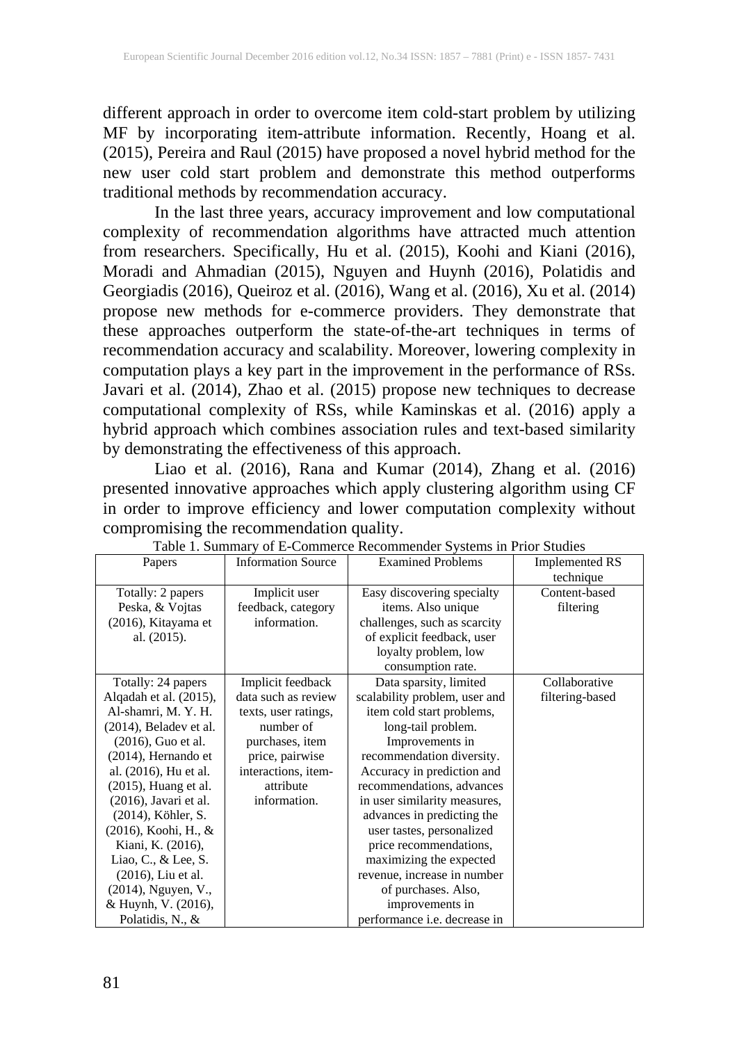different approach in order to overcome item cold-start problem by utilizing MF by incorporating item-attribute information. Recently, Hoang et al. (2015), Pereira and Raul (2015) have proposed a novel hybrid method for the new user cold start problem and demonstrate this method outperforms traditional methods by recommendation accuracy.

In the last three years, accuracy improvement and low computational complexity of recommendation algorithms have attracted much attention from researchers. Specifically, Hu et al. (2015), Koohi and Kiani (2016), Moradi and Ahmadian (2015), Nguyen and Huynh (2016), Polatidis and Georgiadis (2016), Queiroz et al. (2016), Wang et al. (2016), Xu et al. (2014) propose new methods for e-commerce providers. They demonstrate that these approaches outperform the state-of-the-art techniques in terms of recommendation accuracy and scalability. Moreover, lowering complexity in computation plays a key part in the improvement in the performance of RSs. Javari et al. (2014), Zhao et al. (2015) propose new techniques to decrease computational complexity of RSs, while Kaminskas et al. (2016) apply a hybrid approach which combines association rules and text-based similarity by demonstrating the effectiveness of this approach.

Liao et al. (2016), Rana and Kumar (2014), Zhang et al. (2016) presented innovative approaches which apply clustering algorithm using CF in order to improve efficiency and lower computation complexity without compromising the recommendation quality.

Table 1. Summary of E-Commerce Recommender Systems in Prior Studies

| Papers | Information Source | Examined Problems | Implemented RS technique |
|---|---|---|---|
| Totally: 2 papers Peska, & Vojtas (2016), Kitayama et al. (2015). | Implicit user feedback, category information. | Easy discovering specialty items. Also unique challenges, such as scarcity of explicit feedback, user loyalty problem, low consumption rate. | Content-based filtering |
| Totally: 24 papers Alqadah et al. (2015), Al-shamri, M. Y. H. (2014), Beladev et al. (2016), Guo et al. (2014), Hernando et al. (2016), Hu et al. (2015), Huang et al. (2016), Javari et al. (2014), Köhler, S. (2016), Koohi, H., & Kiani, K. (2016), Liao, C., & Lee, S. (2016), Liu et al. (2014), Nguyen, V., & Huynh, V. (2016), Polatidis, N., & | Implicit feedback data such as review texts, user ratings, number of purchases, item price, pairwise interactions, item-attribute information. | Data sparsity, limited scalability problem, user and item cold start problems, long-tail problem. Improvements in recommendation diversity. Accuracy in prediction and recommendations, advances in user similarity measures, advances in predicting the user tastes, personalized price recommendations, maximizing the expected revenue, increase in number of purchases. Also, improvements in performance i.e. decrease in | Collaborative filtering-based |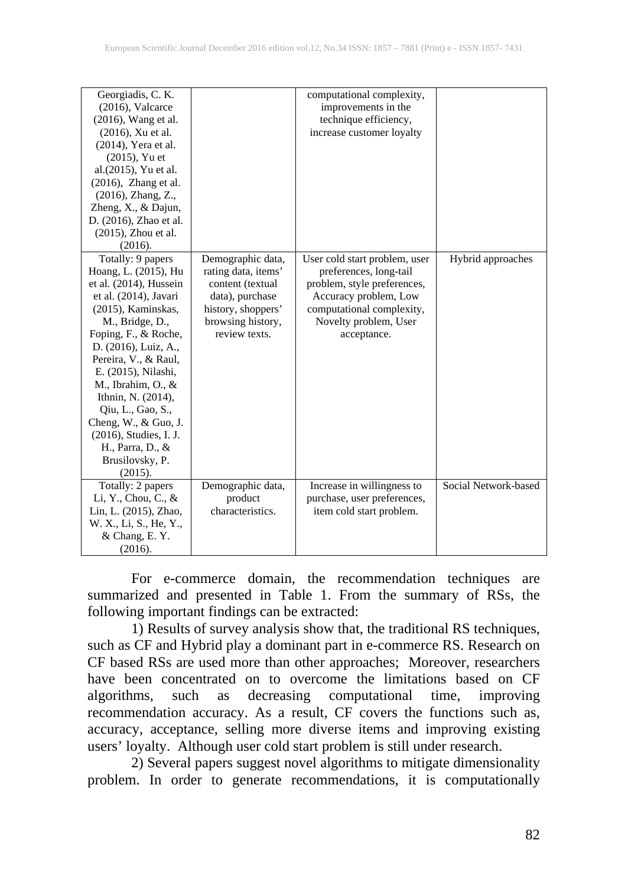| | | | |
|---|---|---|---|
| Georgiadis, C. K. (2016), Valcarce (2016), Wang et al. (2016), Xu et al. (2014), Yera et al. (2015), Yu et al.(2015), Yu et al. (2016), Zhang et al. (2016), Zhang, Z., Zheng, X., & Dajun, D. (2016), Zhao et al. (2015), Zhou et al. (2016). | | computational complexity, improvements in the technique efficiency, increase customer loyalty | |
| Totally: 9 papers Hoang, L. (2015), Hu et al. (2014), Hussein et al. (2014), Javari (2015), Kaminskas, M., Bridge, D., Foping, F., & Roche, D. (2016), Luiz, A., Pereira, V., & Raul, E. (2015), Nilashi, M., Ibrahim, O., & Ithnin, N. (2014), Qiu, L., Gao, S., Cheng, W., & Guo, J. (2016), Studies, I. J. H., Parra, D., & Brusilovsky, P. (2015). | Demographic data, rating data, items' content (textual data), purchase history, shoppers' browsing history, review texts. | User cold start problem, user preferences, long-tail problem, style preferences, Accuracy problem, Low computational complexity, Novelty problem, User acceptance. | Hybrid approaches |
| Totally: 2 papers Li, Y., Chou, C., & Lin, L. (2015), Zhao, W. X., Li, S., He, Y., & Chang, E. Y. (2016). | Demographic data, product characteristics. | Increase in willingness to purchase, user preferences, item cold start problem. | Social Network-based |

For e-commerce domain, the recommendation techniques are summarized and presented in Table 1. From the summary of RSs, the following important findings can be extracted:

1) Results of survey analysis show that, the traditional RS techniques, such as CF and Hybrid play a dominant part in e-commerce RS. Research on CF based RSs are used more than other approaches; Moreover, researchers have been concentrated on to overcome the limitations based on CF algorithms, such as decreasing computational time, improving recommendation accuracy. As a result, CF covers the functions such as, accuracy, acceptance, selling more diverse items and improving existing users' loyalty. Although user cold start problem is still under research.

2) Several papers suggest novel algorithms to mitigate dimensionality problem. In order to generate recommendations, it is computationally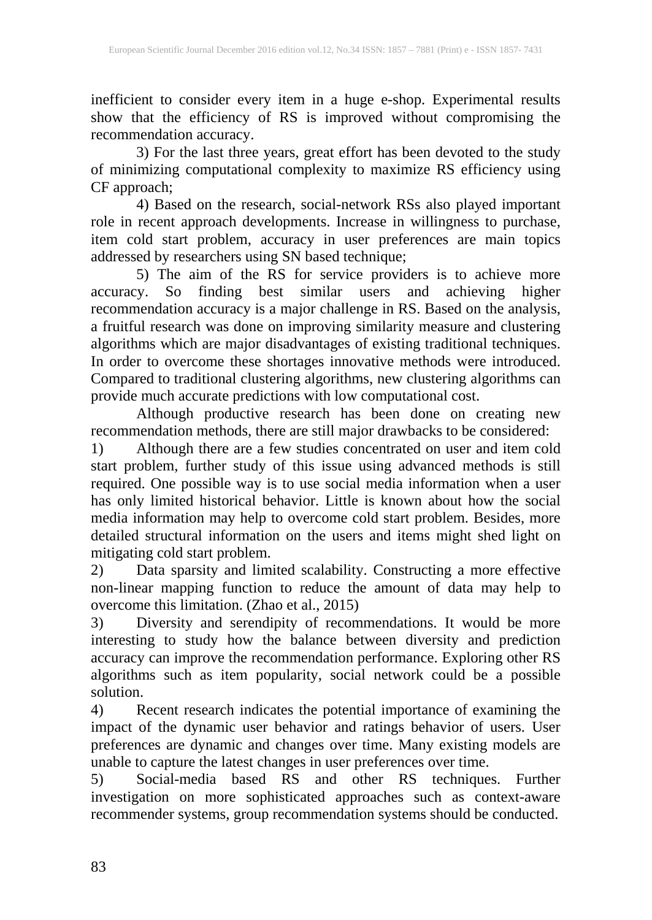inefficient to consider every item in a huge e-shop. Experimental results show that the efficiency of RS is improved without compromising the recommendation accuracy.

3) For the last three years, great effort has been devoted to the study of minimizing computational complexity to maximize RS efficiency using CF approach;

4) Based on the research, social-network RSs also played important role in recent approach developments. Increase in willingness to purchase, item cold start problem, accuracy in user preferences are main topics addressed by researchers using SN based technique;

5) The aim of the RS for service providers is to achieve more accuracy. So finding best similar users and achieving higher recommendation accuracy is a major challenge in RS. Based on the analysis, a fruitful research was done on improving similarity measure and clustering algorithms which are major disadvantages of existing traditional techniques. In order to overcome these shortages innovative methods were introduced. Compared to traditional clustering algorithms, new clustering algorithms can provide much accurate predictions with low computational cost.

Although productive research has been done on creating new recommendation methods, there are still major drawbacks to be considered:

1) Although there are a few studies concentrated on user and item cold start problem, further study of this issue using advanced methods is still required. One possible way is to use social media information when a user has only limited historical behavior. Little is known about how the social media information may help to overcome cold start problem. Besides, more detailed structural information on the users and items might shed light on mitigating cold start problem.

2) Data sparsity and limited scalability. Constructing a more effective non-linear mapping function to reduce the amount of data may help to overcome this limitation. (Zhao et al., 2015)

3) Diversity and serendipity of recommendations. It would be more interesting to study how the balance between diversity and prediction accuracy can improve the recommendation performance. Exploring other RS algorithms such as item popularity, social network could be a possible solution.

4) Recent research indicates the potential importance of examining the impact of the dynamic user behavior and ratings behavior of users. User preferences are dynamic and changes over time. Many existing models are unable to capture the latest changes in user preferences over time.

5) Social-media based RS and other RS techniques. Further investigation on more sophisticated approaches such as context-aware recommender systems, group recommendation systems should be conducted.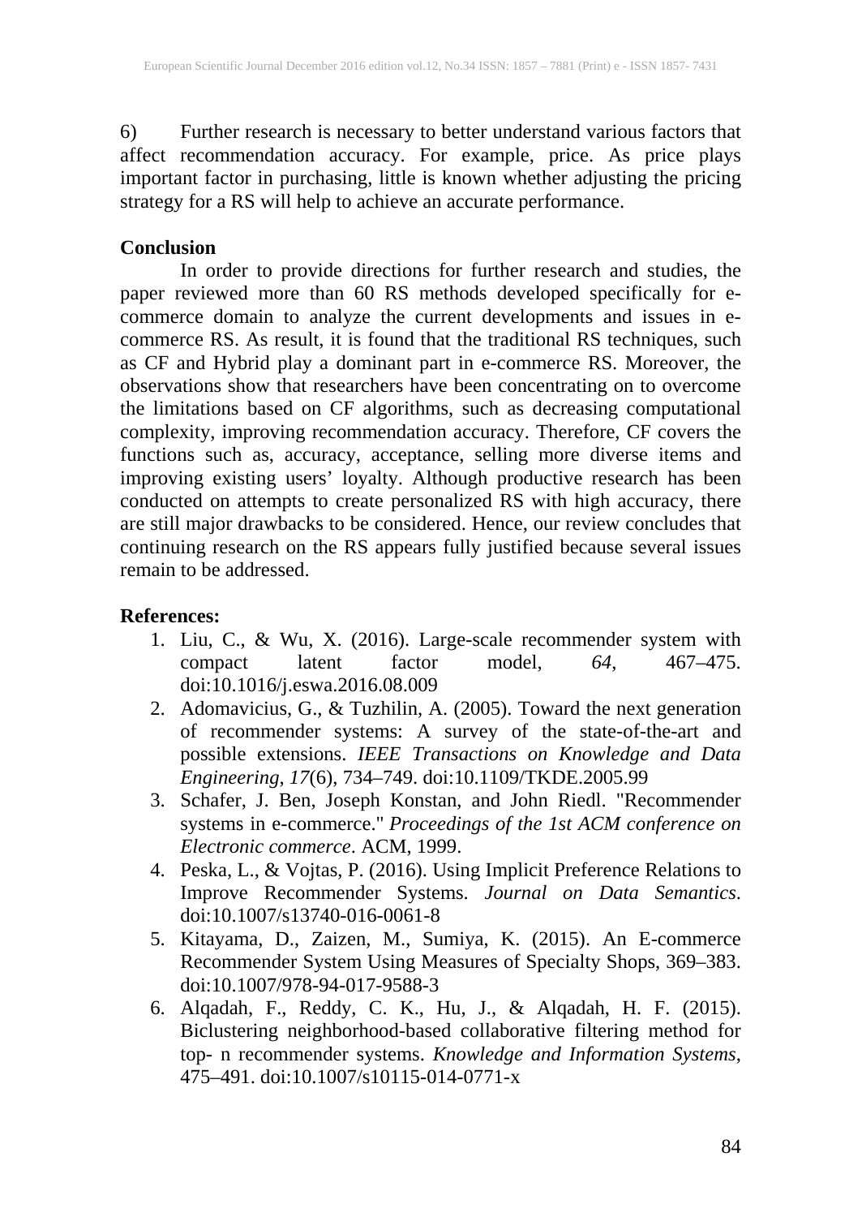6) Further research is necessary to better understand various factors that affect recommendation accuracy. For example, price. As price plays important factor in purchasing, little is known whether adjusting the pricing strategy for a RS will help to achieve an accurate performance.

## Conclusion

In order to provide directions for further research and studies, the paper reviewed more than 60 RS methods developed specifically for e-commerce domain to analyze the current developments and issues in e-commerce RS. As result, it is found that the traditional RS techniques, such as CF and Hybrid play a dominant part in e-commerce RS. Moreover, the observations show that researchers have been concentrating on to overcome the limitations based on CF algorithms, such as decreasing computational complexity, improving recommendation accuracy. Therefore, CF covers the functions such as, accuracy, acceptance, selling more diverse items and improving existing users' loyalty. Although productive research has been conducted on attempts to create personalized RS with high accuracy, there are still major drawbacks to be considered. Hence, our review concludes that continuing research on the RS appears fully justified because several issues remain to be addressed.

## References:

1. Liu, C., & Wu, X. (2016). Large-scale recommender system with compact latent factor model, *64*, 467–475. doi:10.1016/j.eswa.2016.08.009
2. Adomavicius, G., & Tuzhilin, A. (2005). Toward the next generation of recommender systems: A survey of the state-of-the-art and possible extensions. *IEEE Transactions on Knowledge and Data Engineering*, *17*(6), 734–749. doi:10.1109/TKDE.2005.99
3. Schafer, J. Ben, Joseph Konstan, and John Riedl. "Recommender systems in e-commerce." *Proceedings of the 1st ACM conference on Electronic commerce*. ACM, 1999.
4. Peska, L., & Vojtas, P. (2016). Using Implicit Preference Relations to Improve Recommender Systems. *Journal on Data Semantics*. doi:10.1007/s13740-016-0061-8
5. Kitayama, D., Zaizen, M., Sumiya, K. (2015). An E-commerce Recommender System Using Measures of Specialty Shops, 369–383. doi:10.1007/978-94-017-9588-3
6. Alqadah, F., Reddy, C. K., Hu, J., & Alqadah, H. F. (2015). Biclustering neighborhood-based collaborative filtering method for top- n recommender systems. *Knowledge and Information Systems*, 475–491. doi:10.1007/s10115-014-0771-x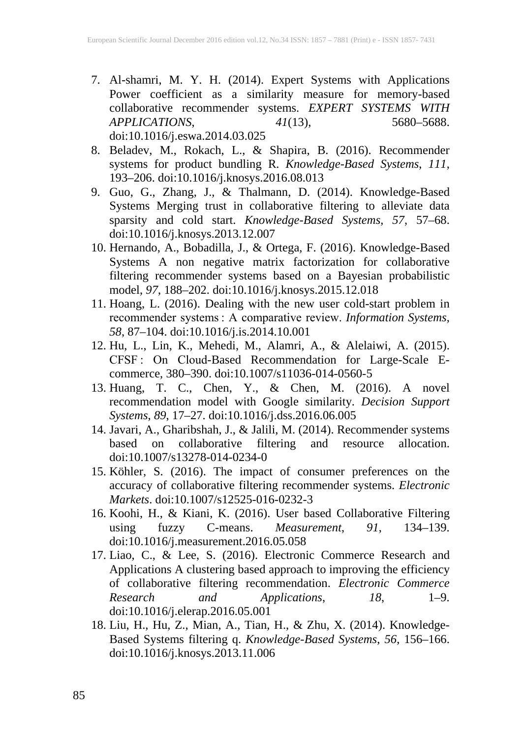7. Al-shamri, M. Y. H. (2014). Expert Systems with Applications Power coefficient as a similarity measure for memory-based collaborative recommender systems. *EXPERT SYSTEMS WITH APPLICATIONS*, *41*(13), 5680–5688. doi:10.1016/j.eswa.2014.03.025
8. Beladev, M., Rokach, L., & Shapira, B. (2016). Recommender systems for product bundling R. *Knowledge-Based Systems*, *111*, 193–206. doi:10.1016/j.knosys.2016.08.013
9. Guo, G., Zhang, J., & Thalmann, D. (2014). Knowledge-Based Systems Merging trust in collaborative filtering to alleviate data sparsity and cold start. *Knowledge-Based Systems*, *57*, 57–68. doi:10.1016/j.knosys.2013.12.007
10. Hernando, A., Bobadilla, J., & Ortega, F. (2016). Knowledge-Based Systems A non negative matrix factorization for collaborative filtering recommender systems based on a Bayesian probabilistic model, *97*, 188–202. doi:10.1016/j.knosys.2015.12.018
11. Hoang, L. (2016). Dealing with the new user cold-start problem in recommender systems : A comparative review. *Information Systems*, *58*, 87–104. doi:10.1016/j.is.2014.10.001
12. Hu, L., Lin, K., Mehedi, M., Alamri, A., & Alelaiwi, A. (2015). CFSF : On Cloud-Based Recommendation for Large-Scale E-commerce, 380–390. doi:10.1007/s11036-014-0560-5
13. Huang, T. C., Chen, Y., & Chen, M. (2016). A novel recommendation model with Google similarity. *Decision Support Systems*, *89*, 17–27. doi:10.1016/j.dss.2016.06.005
14. Javari, A., Gharibshah, J., & Jalili, M. (2014). Recommender systems based on collaborative filtering and resource allocation. doi:10.1007/s13278-014-0234-0
15. Köhler, S. (2016). The impact of consumer preferences on the accuracy of collaborative filtering recommender systems. *Electronic Markets*. doi:10.1007/s12525-016-0232-3
16. Koohi, H., & Kiani, K. (2016). User based Collaborative Filtering using fuzzy C-means. *Measurement*, *91*, 134–139. doi:10.1016/j.measurement.2016.05.058
17. Liao, C., & Lee, S. (2016). Electronic Commerce Research and Applications A clustering based approach to improving the efficiency of collaborative filtering recommendation. *Electronic Commerce Research and Applications*, *18*, 1–9. doi:10.1016/j.elerap.2016.05.001
18. Liu, H., Hu, Z., Mian, A., Tian, H., & Zhu, X. (2014). Knowledge-Based Systems filtering q. *Knowledge-Based Systems*, *56*, 156–166. doi:10.1016/j.knosys.2013.11.006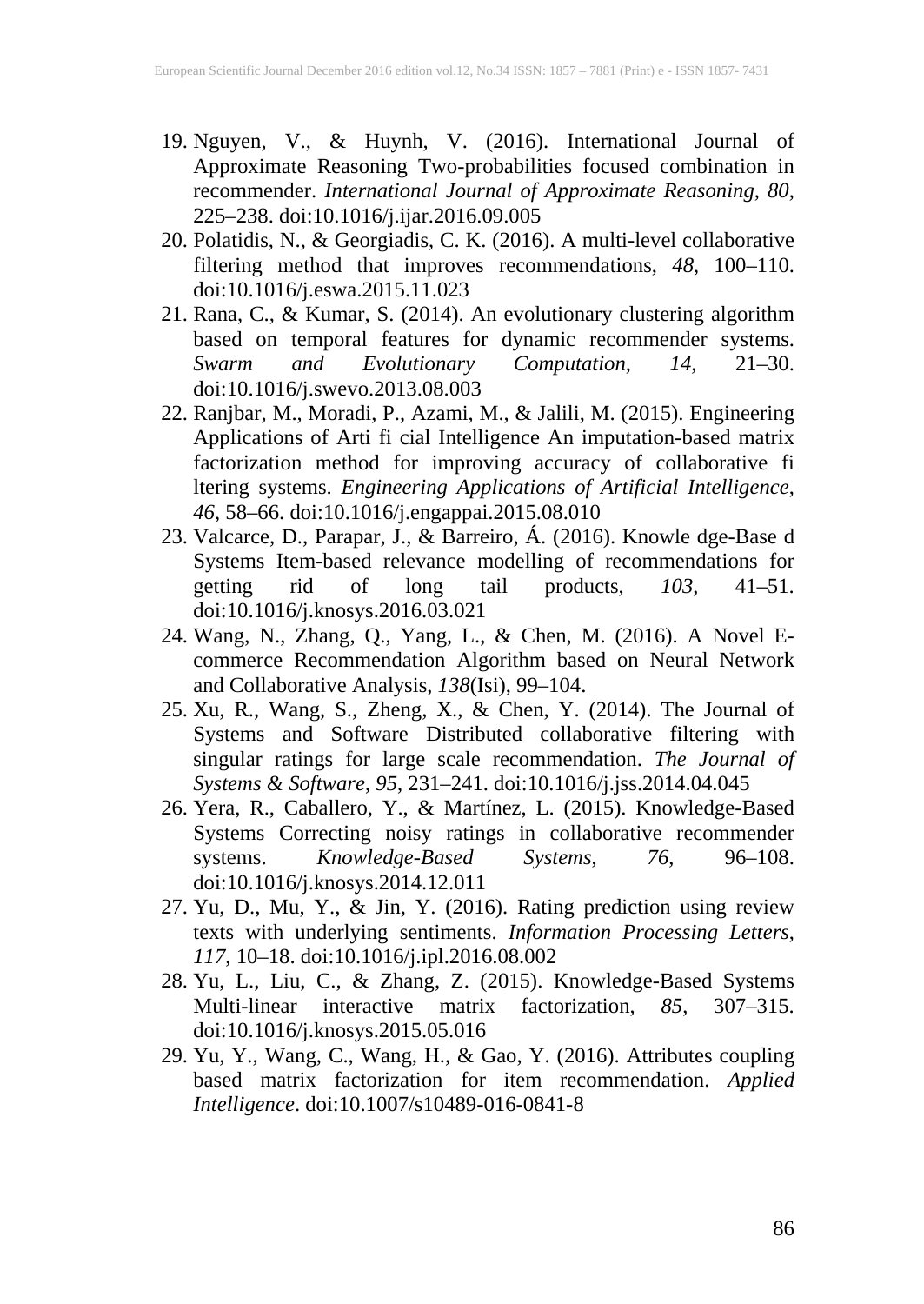19. Nguyen, V., & Huynh, V. (2016). International Journal of Approximate Reasoning Two-probabilities focused combination in recommender. *International Journal of Approximate Reasoning*, *80*, 225–238. doi:10.1016/j.ijar.2016.09.005
20. Polatidis, N., & Georgiadis, C. K. (2016). A multi-level collaborative filtering method that improves recommendations, *48*, 100–110. doi:10.1016/j.eswa.2015.11.023
21. Rana, C., & Kumar, S. (2014). An evolutionary clustering algorithm based on temporal features for dynamic recommender systems. *Swarm and Evolutionary Computation*, *14*, 21–30. doi:10.1016/j.swevo.2013.08.003
22. Ranjbar, M., Moradi, P., Azami, M., & Jalili, M. (2015). Engineering Applications of Arti fi cial Intelligence An imputation-based matrix factorization method for improving accuracy of collaborative fi ltering systems. *Engineering Applications of Artificial Intelligence*, *46*, 58–66. doi:10.1016/j.engappai.2015.08.010
23. Valcarce, D., Parapar, J., & Barreiro, Á. (2016). Knowle dge-Base d Systems Item-based relevance modelling of recommendations for getting rid of long tail products, *103*, 41–51. doi:10.1016/j.knosys.2016.03.021
24. Wang, N., Zhang, Q., Yang, L., & Chen, M. (2016). A Novel E-commerce Recommendation Algorithm based on Neural Network and Collaborative Analysis, *138*(Isi), 99–104.
25. Xu, R., Wang, S., Zheng, X., & Chen, Y. (2014). The Journal of Systems and Software Distributed collaborative filtering with singular ratings for large scale recommendation. *The Journal of Systems & Software*, *95*, 231–241. doi:10.1016/j.jss.2014.04.045
26. Yera, R., Caballero, Y., & Martínez, L. (2015). Knowledge-Based Systems Correcting noisy ratings in collaborative recommender systems. *Knowledge-Based Systems*, *76*, 96–108. doi:10.1016/j.knosys.2014.12.011
27. Yu, D., Mu, Y., & Jin, Y. (2016). Rating prediction using review texts with underlying sentiments. *Information Processing Letters*, *117*, 10–18. doi:10.1016/j.ipl.2016.08.002
28. Yu, L., Liu, C., & Zhang, Z. (2015). Knowledge-Based Systems Multi-linear interactive matrix factorization, *85*, 307–315. doi:10.1016/j.knosys.2015.05.016
29. Yu, Y., Wang, C., Wang, H., & Gao, Y. (2016). Attributes coupling based matrix factorization for item recommendation. *Applied Intelligence*. doi:10.1007/s10489-016-0841-8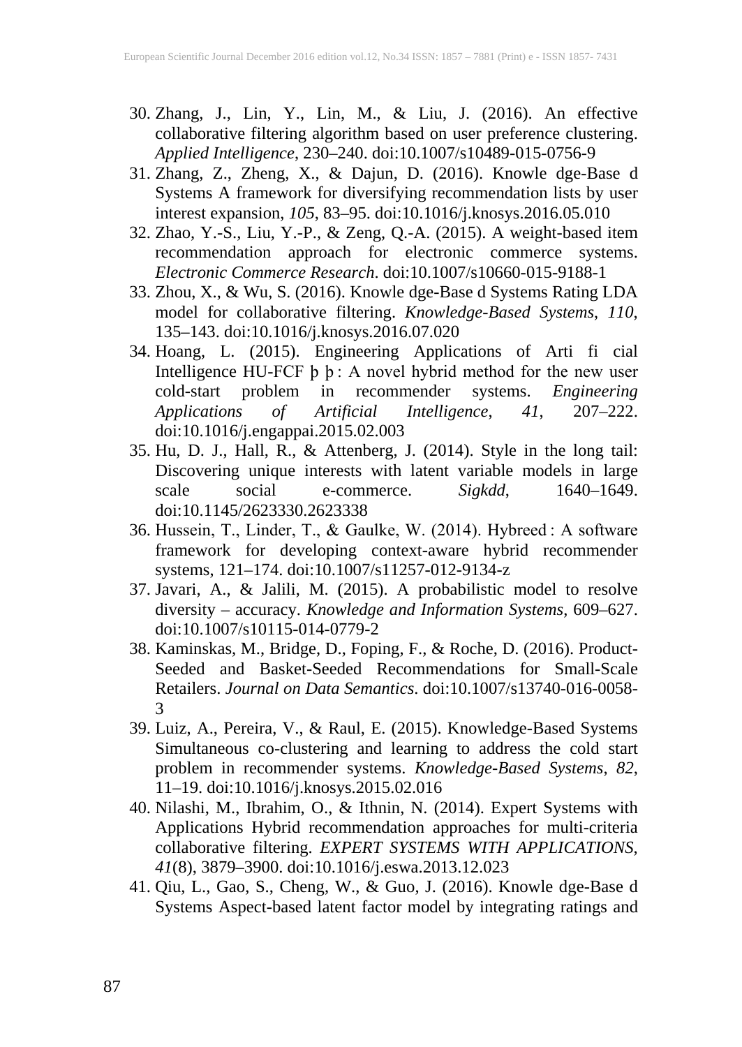30. Zhang, J., Lin, Y., Lin, M., & Liu, J. (2016). An effective collaborative filtering algorithm based on user preference clustering. *Applied Intelligence*, 230–240. doi:10.1007/s10489-015-0756-9
31. Zhang, Z., Zheng, X., & Dajun, D. (2016). Knowle dge-Base d Systems A framework for diversifying recommendation lists by user interest expansion, *105*, 83–95. doi:10.1016/j.knosys.2016.05.010
32. Zhao, Y.-S., Liu, Y.-P., & Zeng, Q.-A. (2015). A weight-based item recommendation approach for electronic commerce systems. *Electronic Commerce Research*. doi:10.1007/s10660-015-9188-1
33. Zhou, X., & Wu, S. (2016). Knowle dge-Base d Systems Rating LDA model for collaborative filtering. *Knowledge-Based Systems*, *110*, 135–143. doi:10.1016/j.knosys.2016.07.020
34. Hoang, L. (2015). Engineering Applications of Arti fi cial Intelligence HU-FCF þ þ : A novel hybrid method for the new user cold-start problem in recommender systems. *Engineering Applications of Artificial Intelligence*, *41*, 207–222. doi:10.1016/j.engappai.2015.02.003
35. Hu, D. J., Hall, R., & Attenberg, J. (2014). Style in the long tail: Discovering unique interests with latent variable models in large scale social e-commerce. *Sigkdd*, 1640–1649. doi:10.1145/2623330.2623338
36. Hussein, T., Linder, T., & Gaulke, W. (2014). Hybreed : A software framework for developing context-aware hybrid recommender systems, 121–174. doi:10.1007/s11257-012-9134-z
37. Javari, A., & Jalili, M. (2015). A probabilistic model to resolve diversity – accuracy. *Knowledge and Information Systems*, 609–627. doi:10.1007/s10115-014-0779-2
38. Kaminskas, M., Bridge, D., Foping, F., & Roche, D. (2016). Product-Seeded and Basket-Seeded Recommendations for Small-Scale Retailers. *Journal on Data Semantics*. doi:10.1007/s13740-016-0058-3
39. Luiz, A., Pereira, V., & Raul, E. (2015). Knowledge-Based Systems Simultaneous co-clustering and learning to address the cold start problem in recommender systems. *Knowledge-Based Systems*, *82*, 11–19. doi:10.1016/j.knosys.2015.02.016
40. Nilashi, M., Ibrahim, O., & Ithnin, N. (2014). Expert Systems with Applications Hybrid recommendation approaches for multi-criteria collaborative filtering. *EXPERT SYSTEMS WITH APPLICATIONS*, *41*(8), 3879–3900. doi:10.1016/j.eswa.2013.12.023
41. Qiu, L., Gao, S., Cheng, W., & Guo, J. (2016). Knowle dge-Base d Systems Aspect-based latent factor model by integrating ratings and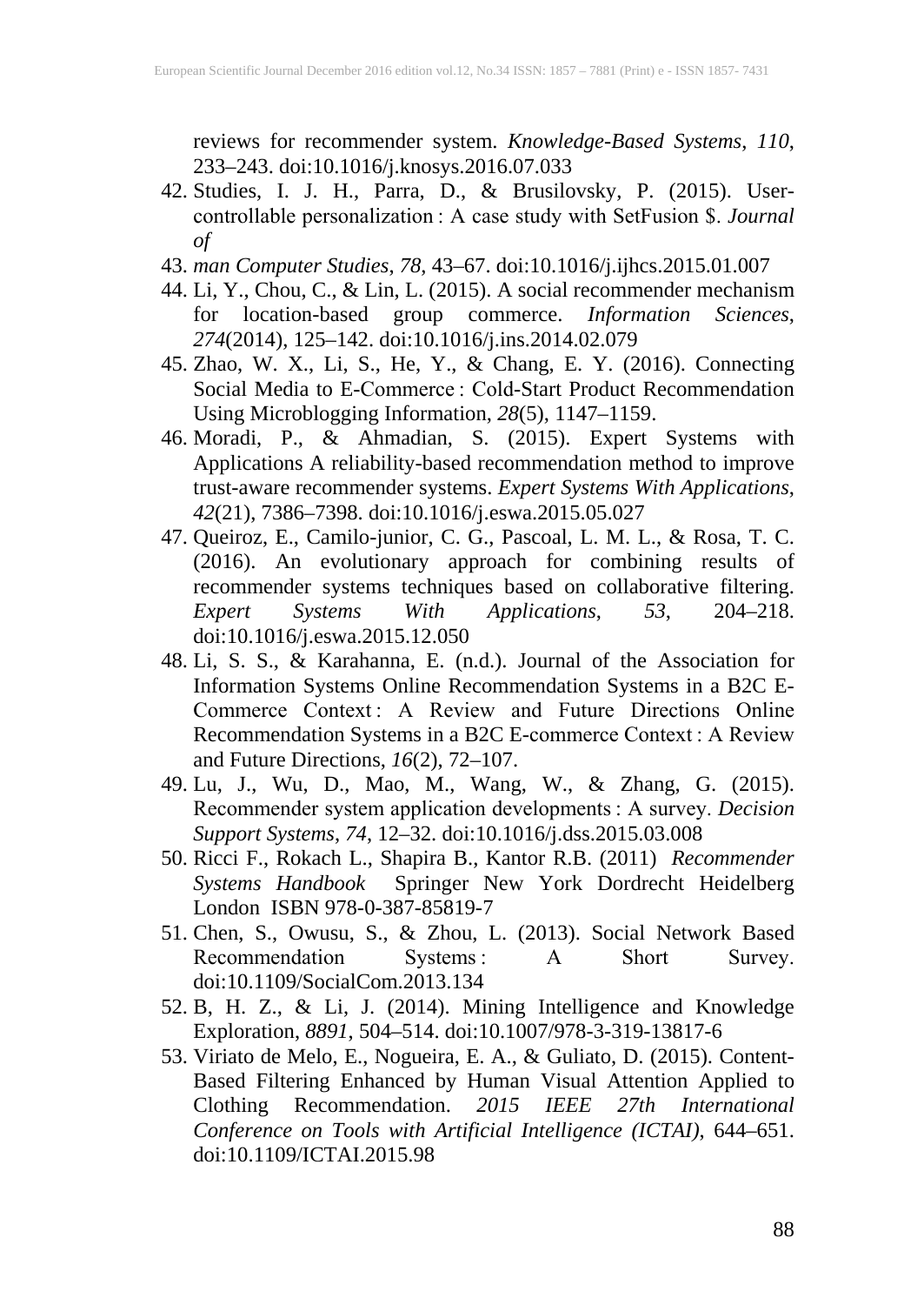reviews for recommender system. *Knowledge-Based Systems*, *110*, 233–243. doi:10.1016/j.knosys.2016.07.033

42. Studies, I. J. H., Parra, D., & Brusilovsky, P. (2015). User-controllable personalization : A case study with SetFusion $. *Journal of*
43. *man Computer Studies*, *78*, 43–67. doi:10.1016/j.ijhcs.2015.01.007
44. Li, Y., Chou, C., & Lin, L. (2015). A social recommender mechanism for location-based group commerce. *Information Sciences*, *274*(2014), 125–142. doi:10.1016/j.ins.2014.02.079
45. Zhao, W. X., Li, S., He, Y., & Chang, E. Y. (2016). Connecting Social Media to E-Commerce : Cold-Start Product Recommendation Using Microblogging Information, *28*(5), 1147–1159.
46. Moradi, P., & Ahmadian, S. (2015). Expert Systems with Applications A reliability-based recommendation method to improve trust-aware recommender systems. *Expert Systems With Applications*, *42*(21), 7386–7398. doi:10.1016/j.eswa.2015.05.027
47. Queiroz, E., Camilo-junior, C. G., Pascoal, L. M. L., & Rosa, T. C. (2016). An evolutionary approach for combining results of recommender systems techniques based on collaborative filtering. *Expert Systems With Applications*, *53*, 204–218. doi:10.1016/j.eswa.2015.12.050
48. Li, S. S., & Karahanna, E. (n.d.). Journal of the Association for Information Systems Online Recommendation Systems in a B2C E-Commerce Context : A Review and Future Directions Online Recommendation Systems in a B2C E-commerce Context : A Review and Future Directions, *16*(2), 72–107.
49. Lu, J., Wu, D., Mao, M., Wang, W., & Zhang, G. (2015). Recommender system application developments : A survey. *Decision Support Systems*, *74*, 12–32. doi:10.1016/j.dss.2015.03.008
50. Ricci F., Rokach L., Shapira B., Kantor R.B. (2011) *Recommender Systems Handbook* Springer New York Dordrecht Heidelberg London ISBN 978-0-387-85819-7
51. Chen, S., Owusu, S., & Zhou, L. (2013). Social Network Based Recommendation Systems : A Short Survey. doi:10.1109/SocialCom.2013.134
52. B, H. Z., & Li, J. (2014). Mining Intelligence and Knowledge Exploration, *8891*, 504–514. doi:10.1007/978-3-319-13817-6
53. Viriato de Melo, E., Nogueira, E. A., & Guliato, D. (2015). Content-Based Filtering Enhanced by Human Visual Attention Applied to Clothing Recommendation. *2015 IEEE 27th International Conference on Tools with Artificial Intelligence (ICTAI)*, 644–651. doi:10.1109/ICTAI.2015.98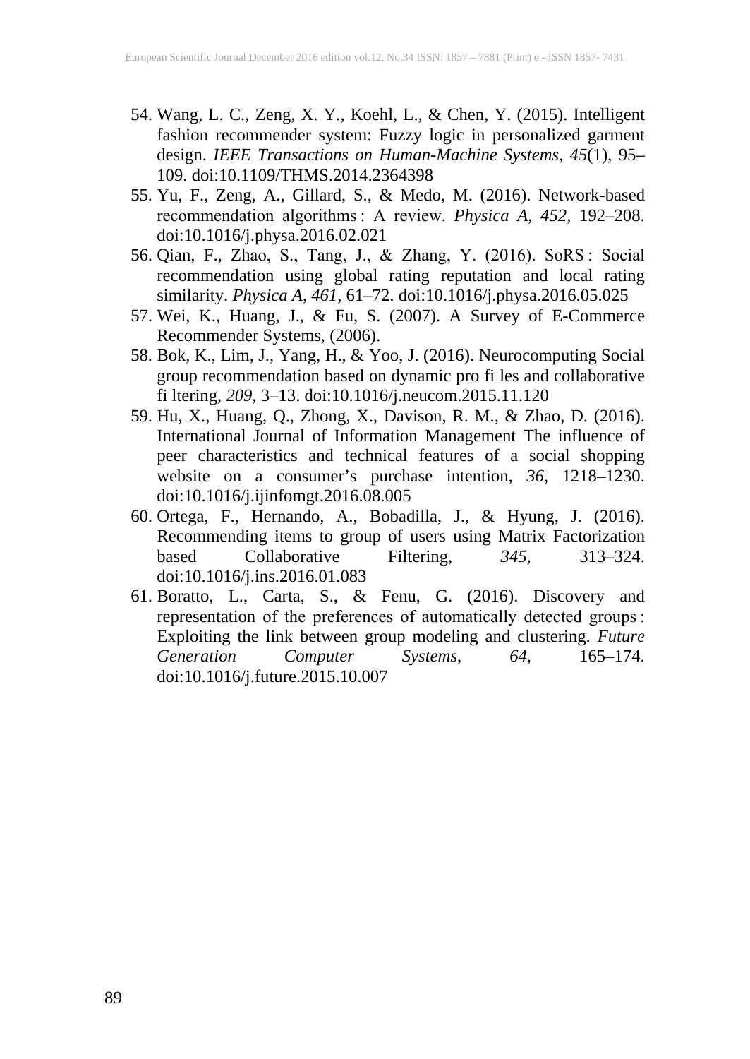54. Wang, L. C., Zeng, X. Y., Koehl, L., & Chen, Y. (2015). Intelligent fashion recommender system: Fuzzy logic in personalized garment design. *IEEE Transactions on Human-Machine Systems*, *45*(1), 95–109. doi:10.1109/THMS.2014.2364398
55. Yu, F., Zeng, A., Gillard, S., & Medo, M. (2016). Network-based recommendation algorithms : A review. *Physica A*, *452*, 192–208. doi:10.1016/j.physa.2016.02.021
56. Qian, F., Zhao, S., Tang, J., & Zhang, Y. (2016). SoRS : Social recommendation using global rating reputation and local rating similarity. *Physica A*, *461*, 61–72. doi:10.1016/j.physa.2016.05.025
57. Wei, K., Huang, J., & Fu, S. (2007). A Survey of E-Commerce Recommender Systems, (2006).
58. Bok, K., Lim, J., Yang, H., & Yoo, J. (2016). Neurocomputing Social group recommendation based on dynamic pro fi les and collaborative fi ltering, *209*, 3–13. doi:10.1016/j.neucom.2015.11.120
59. Hu, X., Huang, Q., Zhong, X., Davison, R. M., & Zhao, D. (2016). International Journal of Information Management The influence of peer characteristics and technical features of a social shopping website on a consumer's purchase intention, *36*, 1218–1230. doi:10.1016/j.ijinfomgt.2016.08.005
60. Ortega, F., Hernando, A., Bobadilla, J., & Hyung, J. (2016). Recommending items to group of users using Matrix Factorization based Collaborative Filtering, *345*, 313–324. doi:10.1016/j.ins.2016.01.083
61. Boratto, L., Carta, S., & Fenu, G. (2016). Discovery and representation of the preferences of automatically detected groups : Exploiting the link between group modeling and clustering. *Future Generation Computer Systems*, *64*, 165–174. doi:10.1016/j.future.2015.10.007